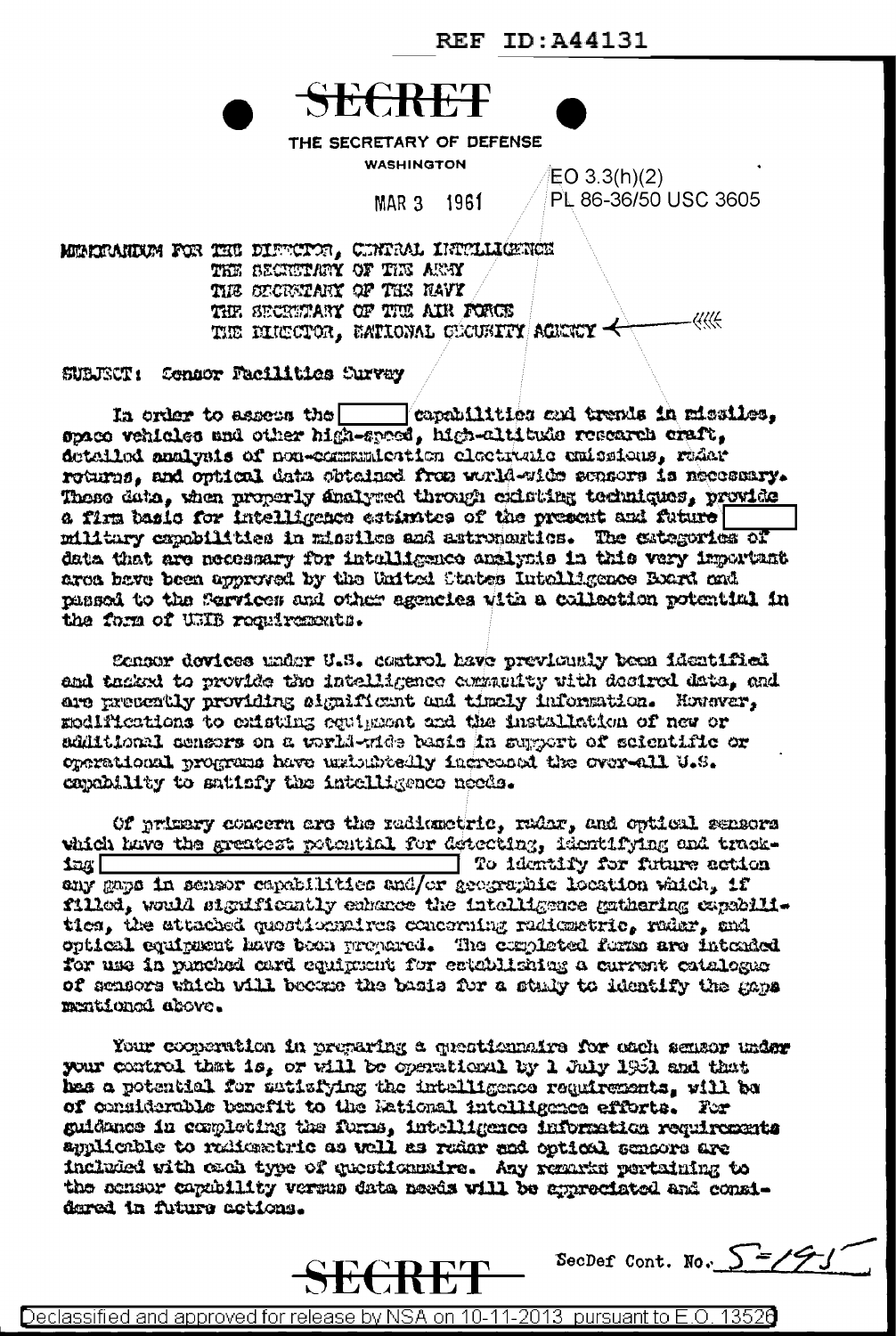REF ID:A44131

**SECRET**

THE SECRETARY OF DEFENSE
WASHINGTON

MAR 3 1961

EO 3.3(h)(2)
PL 86-36/50 USC 3605

MEMORANDUM FOR THE DIRECTOR, CENTRAL INTELLIGENCE
THE SECRETARY OF THE ARMY
THE SECRETARY OF THE NAVY
THE SECRETARY OF THE AIR FORCE
THE DIRECTOR, NATIONAL SECURITY AGENCY

SUBJECT: Sensor Facilities Survey

In order to assess the [ ] capabilities and trends in missiles, space vehicles and other high-speed, high-altitude research craft, detailed analysis of non-communication electronic emissions, radar returns, and optical data obtained from world-wide sensors is necessary. These data, when properly analyzed through existing techniques, provide a firm basis for intelligence estimates of the present and future [ ] military capabilities in missiles and astronautics. The categories of data that are necessary for intelligence analysis in this very important area have been approved by the United States Intelligence Board and passed to the Services and other agencies with a collection potential in the form of USIB requirements.

Sensor devices under U.S. control have previously been identified and tasked to provide the intelligence community with desired data, and are presently providing significant and timely information. However, modifications to existing equipment and the installation of new or additional sensors on a world-wide basis in support of scientific or operational programs have undoubtedly increased the over-all U.S. capability to satisfy the intelligence needs.

Of primary concern are the radiometric, radar, and optical sensors which have the greatest potential for detecting, identifying and tracking [ ] To identify for future action any gaps in sensor capabilities and/or geographic location which, if filled, would significantly enhance the intelligence gathering capabilities, the attached questionnaires concerning radiometric, radar, and optical equipment have been prepared. The completed forms are intended for use in punched card equipment for establishing a current catalogue of sensors which will become the basis for a study to identify the gaps mentioned above.

Your cooperation in preparing a questionnaire for each sensor under your control that is, or will be operational by 1 July 1961 and that has a potential for satisfying the intelligence requirements, will be of considerable benefit to the National intelligence efforts. For guidance in completing the forms, intelligence information requirements applicable to radiometric as well as radar and optical sensors are included with each type of questionnaire. Any remarks pertaining to the sensor capability versus data needs will be appreciated and considered in future actions.

**SECRET**

SecDef Cont. No. S-1415

Declassified and approved for release by NSA on 10-11-2013 pursuant to E.O. 13526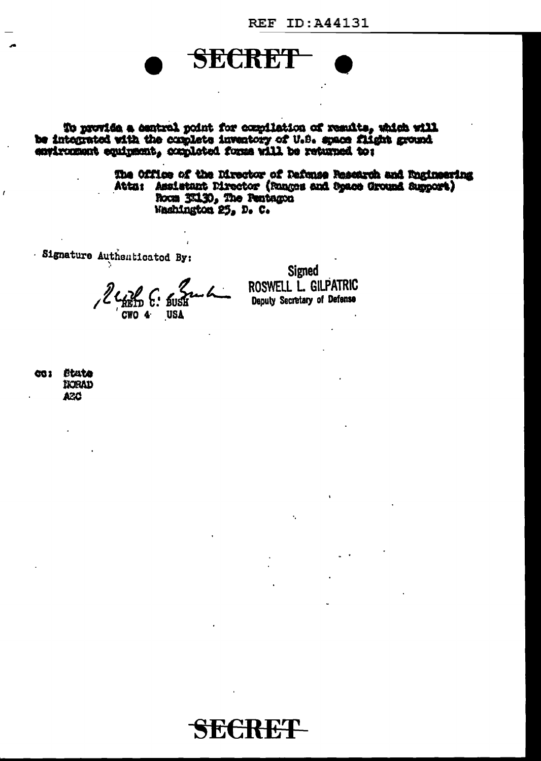SECRET

To provide a central point for compilation of results, which will be integrated with the complete inventory of U.S. space flight ground environment equipment, completed forms will be returned to:

> The Office of the Director of Defense Research and Engineering
> Attn: Assistant Director (Ranges and Space Ground Support)
> Room 3E130, The Pentagon
> Washington 25, D. C.

Signature Authenticated By:

REID C. BUSH
CWO 4 USA

Signed
ROSWELL L. GILPATRIC
Deputy Secretary of Defense

cc: State
NORAD
AEC

SECRET